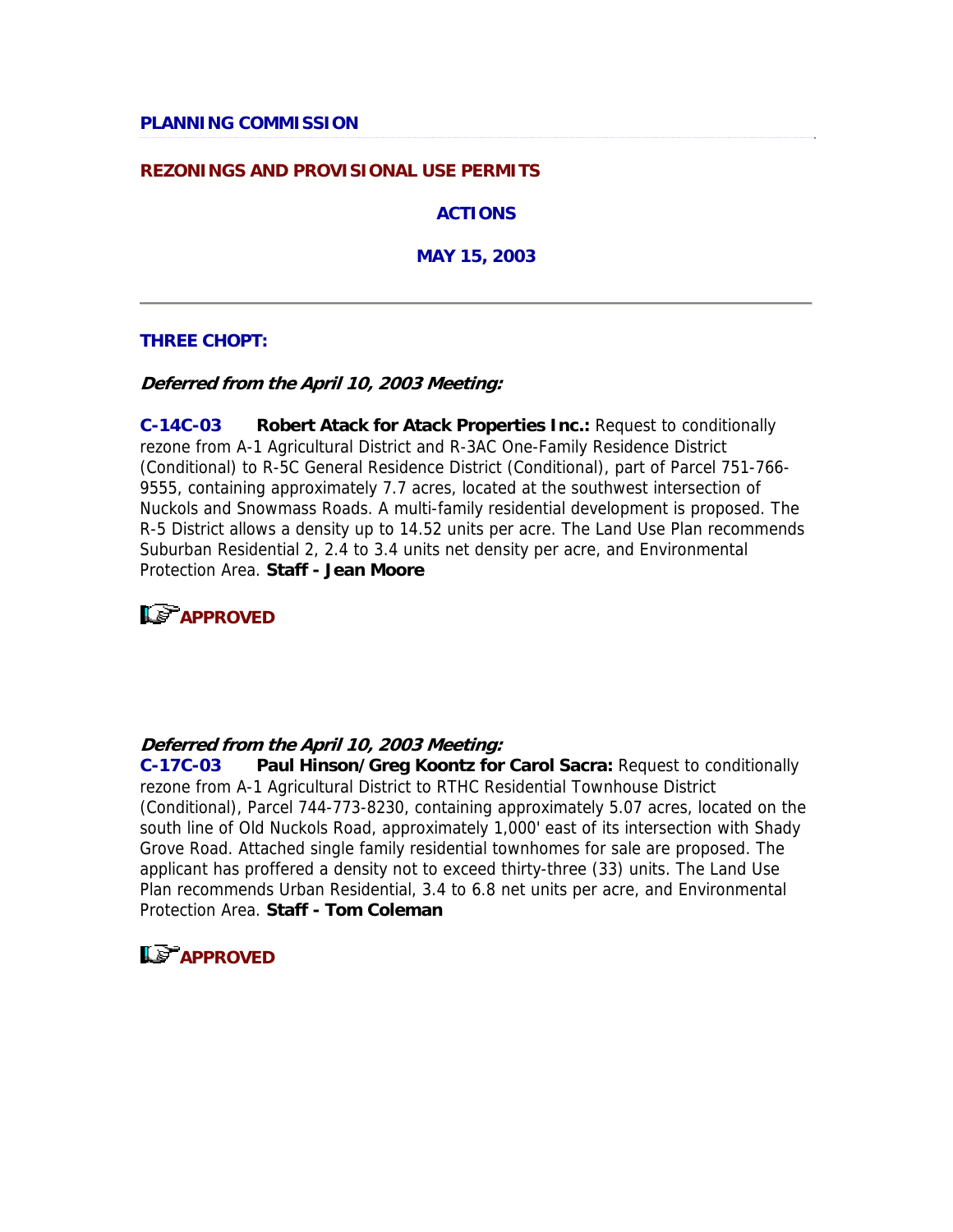## PLANNING COMMISSION

## REZONINGS AND PROVISIONAL USE PERMITS

### ACTIONS

### MAY 15, 2003

---

### THREE CHOPT:

***Deferred from the April 10, 2003 Meeting:***

**C-14C-03** **Robert Atack for Atack Properties Inc.:** Request to conditionally rezone from A-1 Agricultural District and R-3AC One-Family Residence District (Conditional) to R-5C General Residence District (Conditional), part of Parcel 751-766-9555, containing approximately 7.7 acres, located at the southwest intersection of Nuckols and Snowmass Roads. A multi-family residential development is proposed. The R-5 District allows a density up to 14.52 units per acre. The Land Use Plan recommends Suburban Residential 2, 2.4 to 3.4 units net density per acre, and Environmental Protection Area. **Staff - Jean Moore**

**APPROVED**

***Deferred from the April 10, 2003 Meeting:***

**C-17C-03** **Paul Hinson/Greg Koontz for Carol Sacra:** Request to conditionally rezone from A-1 Agricultural District to RTHC Residential Townhouse District (Conditional), Parcel 744-773-8230, containing approximately 5.07 acres, located on the south line of Old Nuckols Road, approximately 1,000' east of its intersection with Shady Grove Road. Attached single family residential townhomes for sale are proposed. The applicant has proffered a density not to exceed thirty-three (33) units. The Land Use Plan recommends Urban Residential, 3.4 to 6.8 net units per acre, and Environmental Protection Area. **Staff - Tom Coleman**

**APPROVED**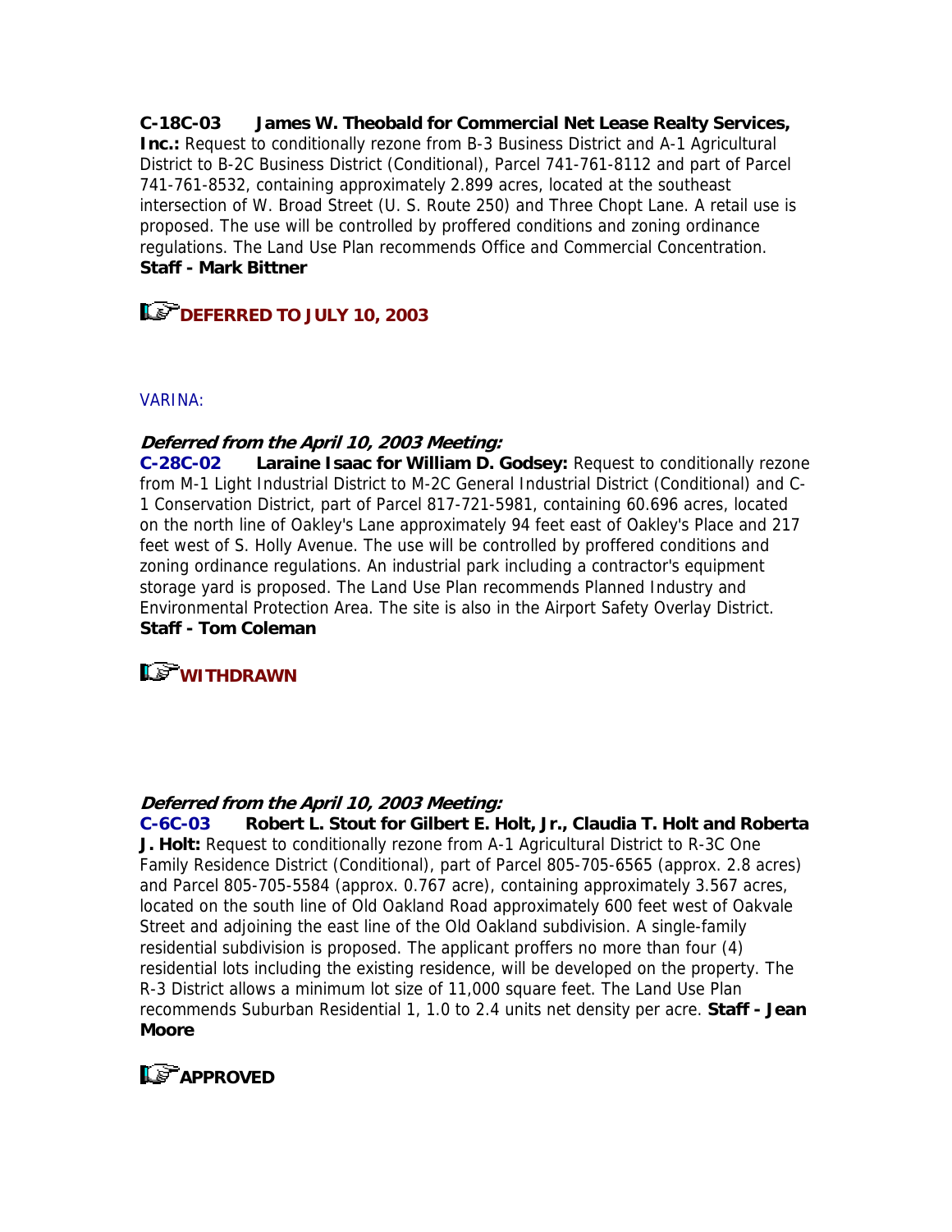**C-18C-03 James W. Theobald for Commercial Net Lease Realty Services, Inc.:** Request to conditionally rezone from B-3 Business District and A-1 Agricultural District to B-2C Business District (Conditional), Parcel 741-761-8112 and part of Parcel 741-761-8532, containing approximately 2.899 acres, located at the southeast intersection of W. Broad Street (U. S. Route 250) and Three Chopt Lane. A retail use is proposed. The use will be controlled by proffered conditions and zoning ordinance regulations. The Land Use Plan recommends Office and Commercial Concentration. **Staff - Mark Bittner**

**DEFERRED TO JULY 10, 2003**

VARINA:

***Deferred from the April 10, 2003 Meeting:***
**C-28C-02 Laraine Isaac for William D. Godsey:** Request to conditionally rezone from M-1 Light Industrial District to M-2C General Industrial District (Conditional) and C-1 Conservation District, part of Parcel 817-721-5981, containing 60.696 acres, located on the north line of Oakley's Lane approximately 94 feet east of Oakley's Place and 217 feet west of S. Holly Avenue. The use will be controlled by proffered conditions and zoning ordinance regulations. An industrial park including a contractor's equipment storage yard is proposed. The Land Use Plan recommends Planned Industry and Environmental Protection Area. The site is also in the Airport Safety Overlay District. **Staff - Tom Coleman**

**WITHDRAWN**

***Deferred from the April 10, 2003 Meeting:***
**C-6C-03 Robert L. Stout for Gilbert E. Holt, Jr., Claudia T. Holt and Roberta J. Holt:** Request to conditionally rezone from A-1 Agricultural District to R-3C One Family Residence District (Conditional), part of Parcel 805-705-6565 (approx. 2.8 acres) and Parcel 805-705-5584 (approx. 0.767 acre), containing approximately 3.567 acres, located on the south line of Old Oakland Road approximately 600 feet west of Oakvale Street and adjoining the east line of the Old Oakland subdivision. A single-family residential subdivision is proposed. The applicant proffers no more than four (4) residential lots including the existing residence, will be developed on the property. The R-3 District allows a minimum lot size of 11,000 square feet. The Land Use Plan recommends Suburban Residential 1, 1.0 to 2.4 units net density per acre. **Staff - Jean Moore**

**APPROVED**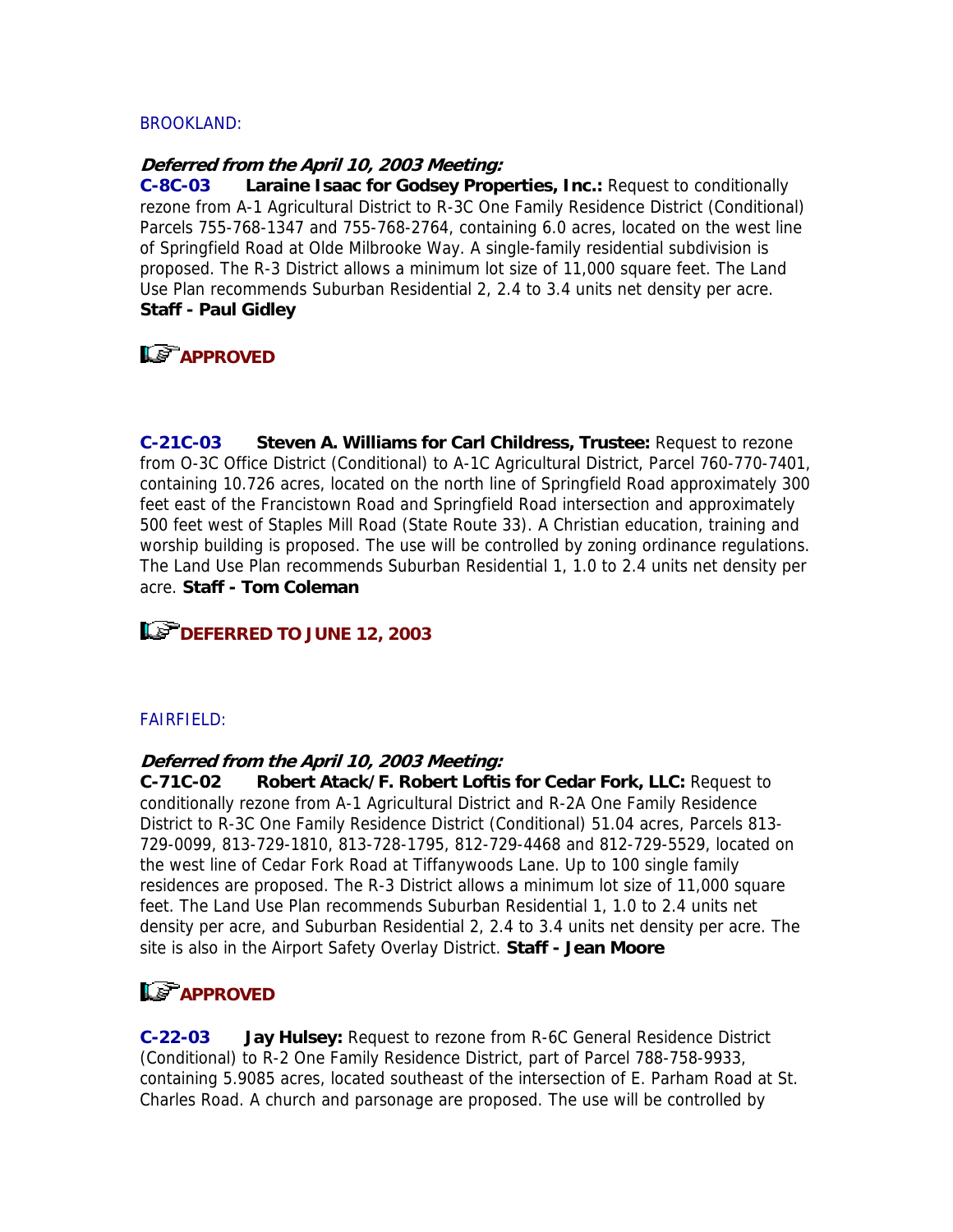BROOKLAND:

***Deferred from the April 10, 2003 Meeting:***

**C-8C-03 Laraine Isaac for Godsey Properties, Inc.:** Request to conditionally rezone from A-1 Agricultural District to R-3C One Family Residence District (Conditional) Parcels 755-768-1347 and 755-768-2764, containing 6.0 acres, located on the west line of Springfield Road at Olde Milbrooke Way. A single-family residential subdivision is proposed. The R-3 District allows a minimum lot size of 11,000 square feet. The Land Use Plan recommends Suburban Residential 2, 2.4 to 3.4 units net density per acre. **Staff - Paul Gidley**

**APPROVED**

**C-21C-03 Steven A. Williams for Carl Childress, Trustee:** Request to rezone from O-3C Office District (Conditional) to A-1C Agricultural District, Parcel 760-770-7401, containing 10.726 acres, located on the north line of Springfield Road approximately 300 feet east of the Francistown Road and Springfield Road intersection and approximately 500 feet west of Staples Mill Road (State Route 33). A Christian education, training and worship building is proposed. The use will be controlled by zoning ordinance regulations. The Land Use Plan recommends Suburban Residential 1, 1.0 to 2.4 units net density per acre. **Staff - Tom Coleman**

**DEFERRED TO JUNE 12, 2003**

FAIRFIELD:

***Deferred from the April 10, 2003 Meeting:***

**C-71C-02 Robert Atack/F. Robert Loftis for Cedar Fork, LLC:** Request to conditionally rezone from A-1 Agricultural District and R-2A One Family Residence District to R-3C One Family Residence District (Conditional) 51.04 acres, Parcels 813-729-0099, 813-729-1810, 813-728-1795, 812-729-4468 and 812-729-5529, located on the west line of Cedar Fork Road at Tiffanywoods Lane. Up to 100 single family residences are proposed. The R-3 District allows a minimum lot size of 11,000 square feet. The Land Use Plan recommends Suburban Residential 1, 1.0 to 2.4 units net density per acre, and Suburban Residential 2, 2.4 to 3.4 units net density per acre. The site is also in the Airport Safety Overlay District. **Staff - Jean Moore**

**APPROVED**

**C-22-03 Jay Hulsey:** Request to rezone from R-6C General Residence District (Conditional) to R-2 One Family Residence District, part of Parcel 788-758-9933, containing 5.9085 acres, located southeast of the intersection of E. Parham Road at St. Charles Road. A church and parsonage are proposed. The use will be controlled by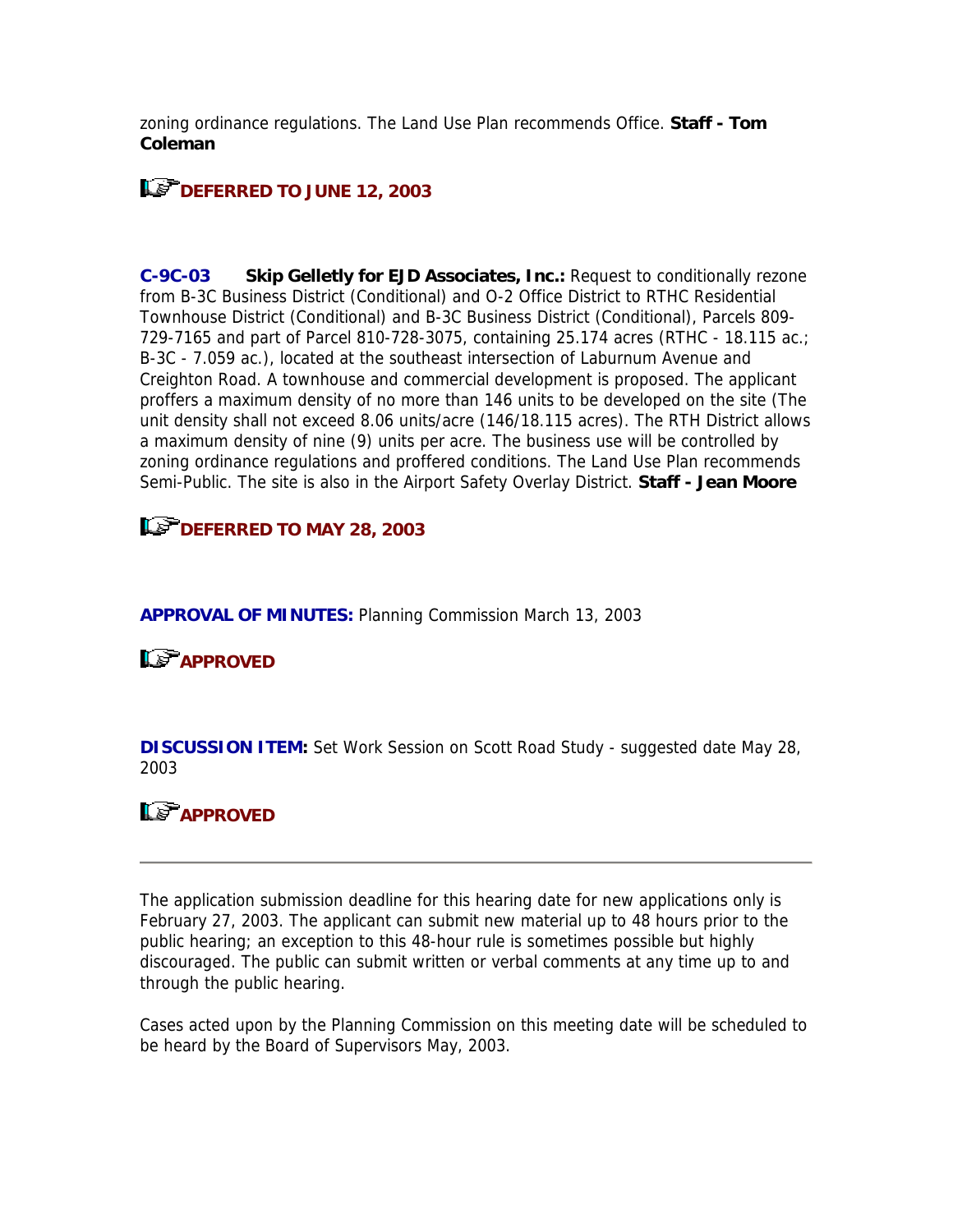zoning ordinance regulations. The Land Use Plan recommends Office. **Staff - Tom Coleman**

**DEFERRED TO JUNE 12, 2003**

**C-9C-03** **Skip Gelletly for EJD Associates, Inc.:** Request to conditionally rezone from B-3C Business District (Conditional) and O-2 Office District to RTHC Residential Townhouse District (Conditional) and B-3C Business District (Conditional), Parcels 809-729-7165 and part of Parcel 810-728-3075, containing 25.174 acres (RTHC - 18.115 ac.; B-3C - 7.059 ac.), located at the southeast intersection of Laburnum Avenue and Creighton Road. A townhouse and commercial development is proposed. The applicant proffers a maximum density of no more than 146 units to be developed on the site (The unit density shall not exceed 8.06 units/acre (146/18.115 acres). The RTH District allows a maximum density of nine (9) units per acre. The business use will be controlled by zoning ordinance regulations and proffered conditions. The Land Use Plan recommends Semi-Public. The site is also in the Airport Safety Overlay District. **Staff - Jean Moore**

**DEFERRED TO MAY 28, 2003**

**APPROVAL OF MINUTES:** Planning Commission March 13, 2003

**APPROVED**

**DISCUSSION ITEM:** Set Work Session on Scott Road Study - suggested date May 28, 2003

**APPROVED**

---

The application submission deadline for this hearing date for new applications only is February 27, 2003. The applicant can submit new material up to 48 hours prior to the public hearing; an exception to this 48-hour rule is sometimes possible but highly discouraged. The public can submit written or verbal comments at any time up to and through the public hearing.

Cases acted upon by the Planning Commission on this meeting date will be scheduled to be heard by the Board of Supervisors May, 2003.